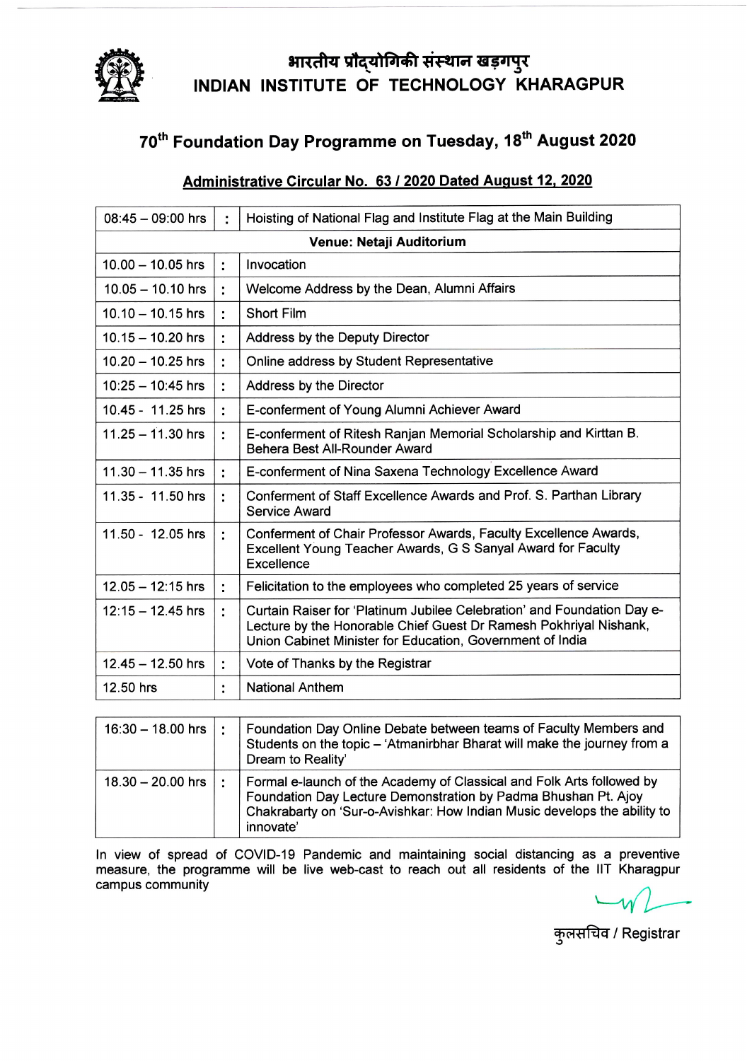# भारतीय प्रौद्योगिकी संस्थान खड़गपुर
# INDIAN INSTITUTE OF TECHNOLOGY KHARAGPUR

## 70th Foundation Day Programme on Tuesday, 18th August 2020

### Administrative Circular No. 63 / 2020 Dated August 12, 2020

| | | |
|---|---|---|
| 08:45 – 09:00 hrs | : | Hoisting of National Flag and Institute Flag at the Main Building |
| **Venue: Netaji Auditorium** | | |
| 10.00 – 10.05 hrs | : | Invocation |
| 10.05 – 10.10 hrs | : | Welcome Address by the Dean, Alumni Affairs |
| 10.10 – 10.15 hrs | : | Short Film |
| 10.15 – 10.20 hrs | : | Address by the Deputy Director |
| 10.20 – 10.25 hrs | : | Online address by Student Representative |
| 10:25 – 10:45 hrs | : | Address by the Director |
| 10.45 - 11.25 hrs | : | E-conferment of Young Alumni Achiever Award |
| 11.25 – 11.30 hrs | : | E-conferment of Ritesh Ranjan Memorial Scholarship and Kirttan B. Behera Best All-Rounder Award |
| 11.30 – 11.35 hrs | : | E-conferment of Nina Saxena Technology Excellence Award |
| 11.35 - 11.50 hrs | : | Conferment of Staff Excellence Awards and Prof. S. Parthan Library Service Award |
| 11.50 - 12.05 hrs | : | Conferment of Chair Professor Awards, Faculty Excellence Awards, Excellent Young Teacher Awards, G S Sanyal Award for Faculty Excellence |
| 12.05 – 12:15 hrs | : | Felicitation to the employees who completed 25 years of service |
| 12:15 – 12.45 hrs | : | Curtain Raiser for 'Platinum Jubilee Celebration' and Foundation Day e-Lecture by the Honorable Chief Guest Dr Ramesh Pokhriyal Nishank, Union Cabinet Minister for Education, Government of India |
| 12.45 – 12.50 hrs | : | Vote of Thanks by the Registrar |
| 12.50 hrs | : | National Anthem |

| | | |
|---|---|---|
| 16:30 – 18.00 hrs | : | Foundation Day Online Debate between teams of Faculty Members and Students on the topic – 'Atmanirbhar Bharat will make the journey from a Dream to Reality' |
| 18.30 – 20.00 hrs | : | Formal e-launch of the Academy of Classical and Folk Arts followed by Foundation Day Lecture Demonstration by Padma Bhushan Pt. Ajoy Chakrabarty on 'Sur-o-Avishkar: How Indian Music develops the ability to innovate' |

In view of spread of COVID-19 Pandemic and maintaining social distancing as a preventive measure, the programme will be live web-cast to reach out all residents of the IIT Kharagpur campus community

कुलसचिव / Registrar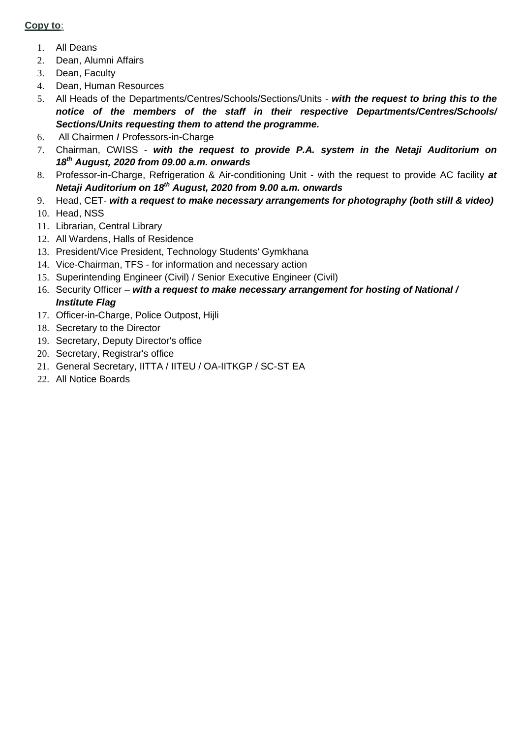**Copy to:**

1. All Deans
2. Dean, Alumni Affairs
3. Dean, Faculty
4. Dean, Human Resources
5. All Heads of the Departments/Centres/Schools/Sections/Units - ***with the request to bring this to the notice of the members of the staff in their respective Departments/Centres/Schools/ Sections/Units requesting them to attend the programme.***
6. All Chairmen / Professors-in-Charge
7. Chairman, CWISS - ***with the request to provide P.A. system in the Netaji Auditorium on 18th August, 2020 from 09.00 a.m. onwards***
8. Professor-in-Charge, Refrigeration & Air-conditioning Unit - with the request to provide AC facility ***at Netaji Auditorium on 18th August, 2020 from 9.00 a.m. onwards***
9. Head, CET- ***with a request to make necessary arrangements for photography (both still & video)***
10. Head, NSS
11. Librarian, Central Library
12. All Wardens, Halls of Residence
13. President/Vice President, Technology Students' Gymkhana
14. Vice-Chairman, TFS - for information and necessary action
15. Superintending Engineer (Civil) / Senior Executive Engineer (Civil)
16. Security Officer – ***with a request to make necessary arrangement for hosting of National / Institute Flag***
17. Officer-in-Charge, Police Outpost, Hijli
18. Secretary to the Director
19. Secretary, Deputy Director's office
20. Secretary, Registrar's office
21. General Secretary, IITTA / IITEU / OA-IITKGP / SC-ST EA
22. All Notice Boards